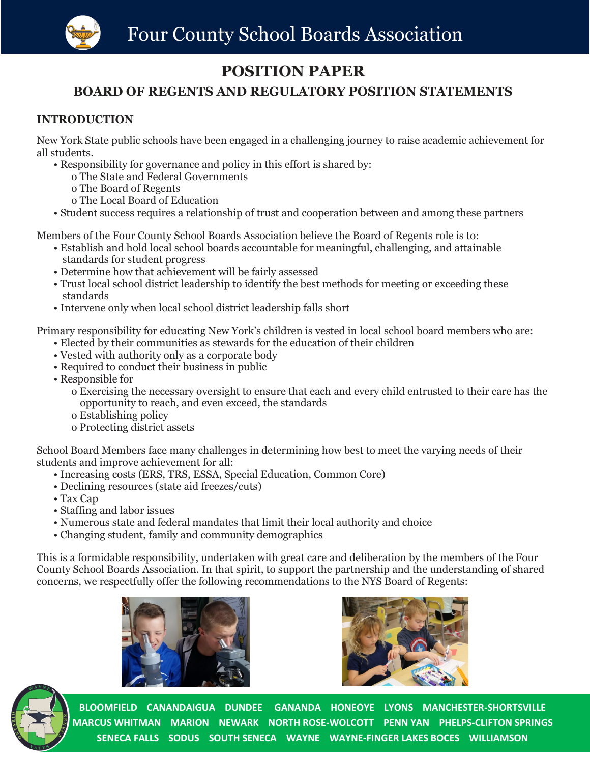# Four County School Boards Association

## POSITION PAPER

### BOARD OF REGENTS AND REGULATORY POSITION STATEMENTS

**INTRODUCTION**

New York State public schools have been engaged in a challenging journey to raise academic achievement for all students.

- Responsibility for governance and policy in this effort is shared by:
  - The State and Federal Governments
  - The Board of Regents
  - The Local Board of Education
- Student success requires a relationship of trust and cooperation between and among these partners

Members of the Four County School Boards Association believe the Board of Regents role is to:

- Establish and hold local school boards accountable for meaningful, challenging, and attainable standards for student progress
- Determine how that achievement will be fairly assessed
- Trust local school district leadership to identify the best methods for meeting or exceeding these standards
- Intervene only when local school district leadership falls short

Primary responsibility for educating New York's children is vested in local school board members who are:

- Elected by their communities as stewards for the education of their children
- Vested with authority only as a corporate body
- Required to conduct their business in public
- Responsible for
  - Exercising the necessary oversight to ensure that each and every child entrusted to their care has the opportunity to reach, and even exceed, the standards
  - Establishing policy
  - Protecting district assets

School Board Members face many challenges in determining how best to meet the varying needs of their students and improve achievement for all:

- Increasing costs (ERS, TRS, ESSA, Special Education, Common Core)
- Declining resources (state aid freezes/cuts)
- Tax Cap
- Staffing and labor issues
- Numerous state and federal mandates that limit their local authority and choice
- Changing student, family and community demographics

This is a formidable responsibility, undertaken with great care and deliberation by the members of the Four County School Boards Association. In that spirit, to support the partnership and the understanding of shared concerns, we respectfully offer the following recommendations to the NYS Board of Regents:

**BLOOMFIELD CANANDAIGUA DUNDEE GANANDA HONEOYE LYONS MANCHESTER-SHORTSVILLE MARCUS WHITMAN MARION NEWARK NORTH ROSE-WOLCOTT PENN YAN PHELPS-CLIFTON SPRINGS SENECA FALLS SODUS SOUTH SENECA WAYNE WAYNE-FINGER LAKES BOCES WILLIAMSON**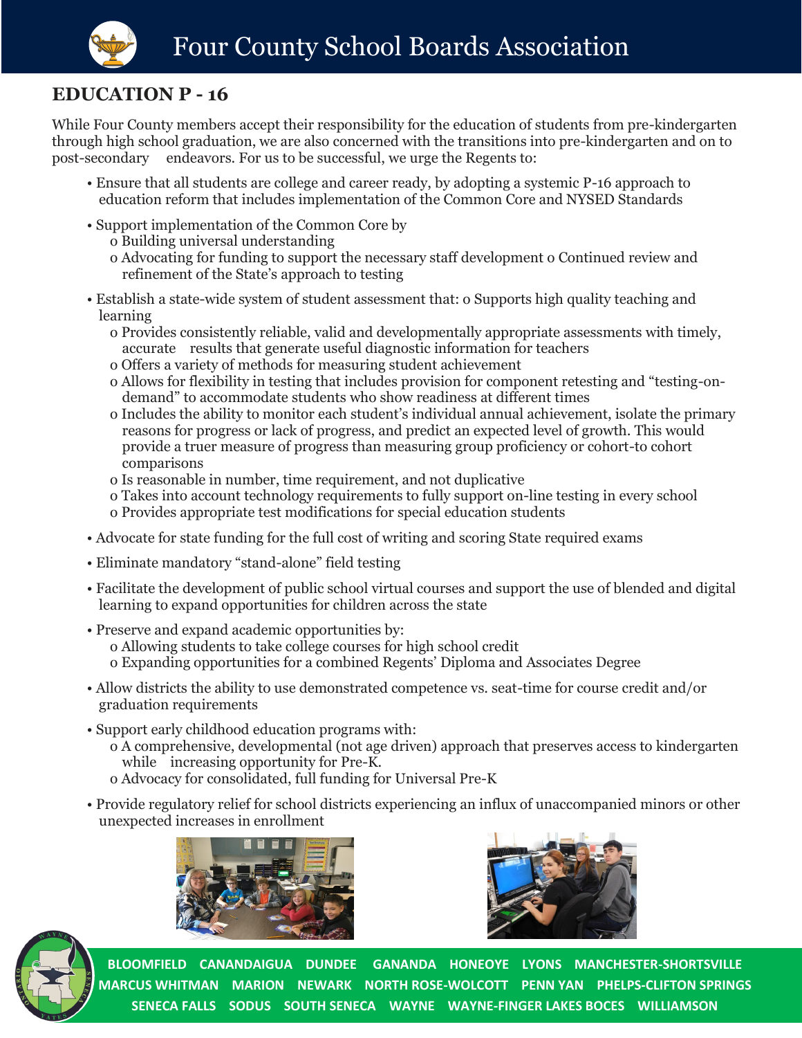# Four County School Boards Association

## EDUCATION P - 16

While Four County members accept their responsibility for the education of students from pre-kindergarten through high school graduation, we are also concerned with the transitions into pre-kindergarten and on to post-secondary endeavors. For us to be successful, we urge the Regents to:

- Ensure that all students are college and career ready, by adopting a systemic P-16 approach to education reform that includes implementation of the Common Core and NYSED Standards
- Support implementation of the Common Core by
  - Building universal understanding
  - Advocating for funding to support the necessary staff development
  - Continued review and refinement of the State's approach to testing
- Establish a state-wide system of student assessment that:
  - Supports high quality teaching and learning
  - Provides consistently reliable, valid and developmentally appropriate assessments with timely, accurate results that generate useful diagnostic information for teachers
  - Offers a variety of methods for measuring student achievement
  - Allows for flexibility in testing that includes provision for component retesting and "testing-on-demand" to accommodate students who show readiness at different times
  - Includes the ability to monitor each student's individual annual achievement, isolate the primary reasons for progress or lack of progress, and predict an expected level of growth. This would provide a truer measure of progress than measuring group proficiency or cohort-to cohort comparisons
  - Is reasonable in number, time requirement, and not duplicative
  - Takes into account technology requirements to fully support on-line testing in every school
  - Provides appropriate test modifications for special education students
- Advocate for state funding for the full cost of writing and scoring State required exams
- Eliminate mandatory "stand-alone" field testing
- Facilitate the development of public school virtual courses and support the use of blended and digital learning to expand opportunities for children across the state
- Preserve and expand academic opportunities by:
  - Allowing students to take college courses for high school credit
  - Expanding opportunities for a combined Regents' Diploma and Associates Degree
- Allow districts the ability to use demonstrated competence vs. seat-time for course credit and/or graduation requirements
- Support early childhood education programs with:
  - A comprehensive, developmental (not age driven) approach that preserves access to kindergarten while increasing opportunity for Pre-K.
  - Advocacy for consolidated, full funding for Universal Pre-K
- Provide regulatory relief for school districts experiencing an influx of unaccompanied minors or other unexpected increases in enrollment

BLOOMFIELD CANANDAIGUA DUNDEE GANANDA HONEOYE LYONS MANCHESTER-SHORTSVILLE MARCUS WHITMAN MARION NEWARK NORTH ROSE-WOLCOTT PENN YAN PHELPS-CLIFTON SPRINGS SENECA FALLS SODUS SOUTH SENECA WAYNE WAYNE-FINGER LAKES BOCES WILLIAMSON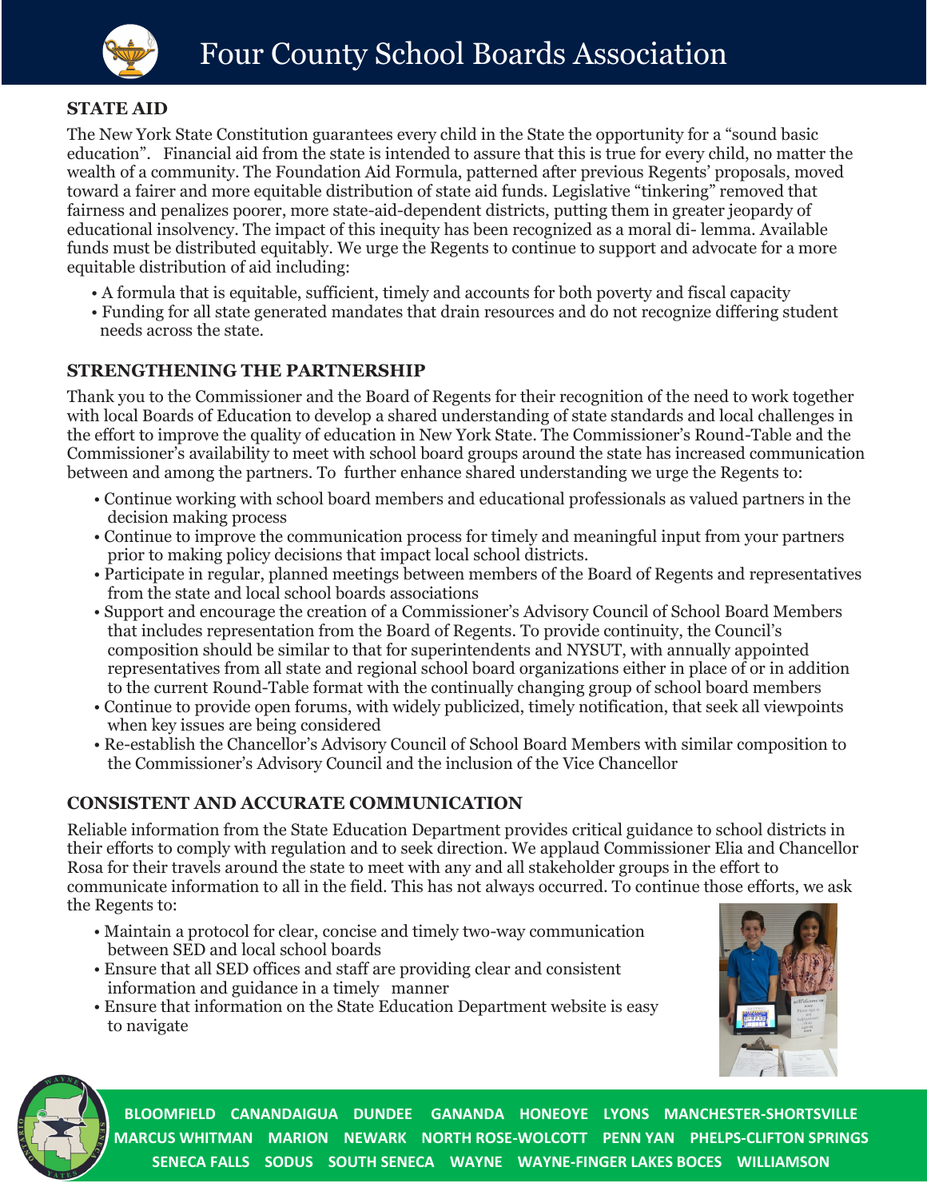# Four County School Boards Association

## STATE AID

The New York State Constitution guarantees every child in the State the opportunity for a "sound basic education". Financial aid from the state is intended to assure that this is true for every child, no matter the wealth of a community. The Foundation Aid Formula, patterned after previous Regents' proposals, moved toward a fairer and more equitable distribution of state aid funds. Legislative "tinkering" removed that fairness and penalizes poorer, more state-aid-dependent districts, putting them in greater jeopardy of educational insolvency. The impact of this inequity has been recognized as a moral di- lemma. Available funds must be distributed equitably. We urge the Regents to continue to support and advocate for a more equitable distribution of aid including:

- A formula that is equitable, sufficient, timely and accounts for both poverty and fiscal capacity
- Funding for all state generated mandates that drain resources and do not recognize differing student needs across the state.

## STRENGTHENING THE PARTNERSHIP

Thank you to the Commissioner and the Board of Regents for their recognition of the need to work together with local Boards of Education to develop a shared understanding of state standards and local challenges in the effort to improve the quality of education in New York State. The Commissioner's Round-Table and the Commissioner's availability to meet with school board groups around the state has increased communication between and among the partners. To further enhance shared understanding we urge the Regents to:

- Continue working with school board members and educational professionals as valued partners in the decision making process
- Continue to improve the communication process for timely and meaningful input from your partners prior to making policy decisions that impact local school districts.
- Participate in regular, planned meetings between members of the Board of Regents and representatives from the state and local school boards associations
- Support and encourage the creation of a Commissioner's Advisory Council of School Board Members that includes representation from the Board of Regents. To provide continuity, the Council's composition should be similar to that for superintendents and NYSUT, with annually appointed representatives from all state and regional school board organizations either in place of or in addition to the current Round-Table format with the continually changing group of school board members
- Continue to provide open forums, with widely publicized, timely notification, that seek all viewpoints when key issues are being considered
- Re-establish the Chancellor's Advisory Council of School Board Members with similar composition to the Commissioner's Advisory Council and the inclusion of the Vice Chancellor

## CONSISTENT AND ACCURATE COMMUNICATION

Reliable information from the State Education Department provides critical guidance to school districts in their efforts to comply with regulation and to seek direction. We applaud Commissioner Elia and Chancellor Rosa for their travels around the state to meet with any and all stakeholder groups in the effort to communicate information to all in the field. This has not always occurred. To continue those efforts, we ask the Regents to:

- Maintain a protocol for clear, concise and timely two-way communication between SED and local school boards
- Ensure that all SED offices and staff are providing clear and consistent information and guidance in a timely manner
- Ensure that information on the State Education Department website is easy to navigate

BLOOMFIELD CANANDAIGUA DUNDEE GANANDA HONEOYE LYONS MANCHESTER-SHORTSVILLE MARCUS WHITMAN MARION NEWARK NORTH ROSE-WOLCOTT PENN YAN PHELPS-CLIFTON SPRINGS SENECA FALLS SODUS SOUTH SENECA WAYNE WAYNE-FINGER LAKES BOCES WILLIAMSON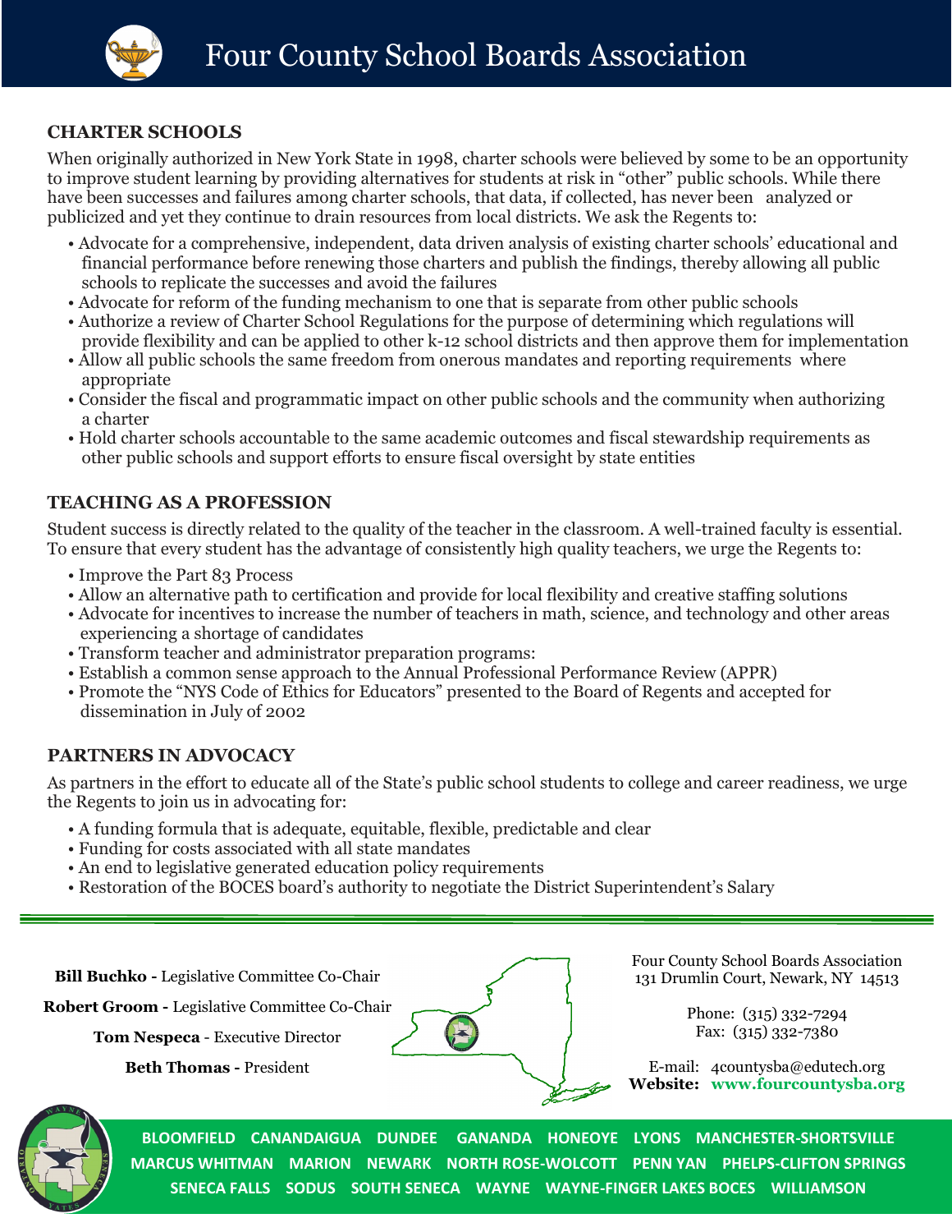# Four County School Boards Association

## CHARTER SCHOOLS

When originally authorized in New York State in 1998, charter schools were believed by some to be an opportunity to improve student learning by providing alternatives for students at risk in "other" public schools. While there have been successes and failures among charter schools, that data, if collected, has never been analyzed or publicized and yet they continue to drain resources from local districts. We ask the Regents to:

- Advocate for a comprehensive, independent, data driven analysis of existing charter schools' educational and financial performance before renewing those charters and publish the findings, thereby allowing all public schools to replicate the successes and avoid the failures
- Advocate for reform of the funding mechanism to one that is separate from other public schools
- Authorize a review of Charter School Regulations for the purpose of determining which regulations will provide flexibility and can be applied to other k-12 school districts and then approve them for implementation
- Allow all public schools the same freedom from onerous mandates and reporting requirements where appropriate
- Consider the fiscal and programmatic impact on other public schools and the community when authorizing a charter
- Hold charter schools accountable to the same academic outcomes and fiscal stewardship requirements as other public schools and support efforts to ensure fiscal oversight by state entities

## TEACHING AS A PROFESSION

Student success is directly related to the quality of the teacher in the classroom. A well-trained faculty is essential. To ensure that every student has the advantage of consistently high quality teachers, we urge the Regents to:

- Improve the Part 83 Process
- Allow an alternative path to certification and provide for local flexibility and creative staffing solutions
- Advocate for incentives to increase the number of teachers in math, science, and technology and other areas experiencing a shortage of candidates
- Transform teacher and administrator preparation programs:
- Establish a common sense approach to the Annual Professional Performance Review (APPR)
- Promote the "NYS Code of Ethics for Educators" presented to the Board of Regents and accepted for dissemination in July of 2002

## PARTNERS IN ADVOCACY

As partners in the effort to educate all of the State's public school students to college and career readiness, we urge the Regents to join us in advocating for:

- A funding formula that is adequate, equitable, flexible, predictable and clear
- Funding for costs associated with all state mandates
- An end to legislative generated education policy requirements
- Restoration of the BOCES board's authority to negotiate the District Superintendent's Salary

---

**Bill Buchko -** Legislative Committee Co-Chair

**Robert Groom -** Legislative Committee Co-Chair

**Tom Nespeca** - Executive Director

**Beth Thomas -** President

Four County School Boards Association
131 Drumlin Court, Newark, NY 14513

Phone: (315) 332-7294
Fax: (315) 332-7380

E-mail: 4countysba@edutech.org
**Website:** **www.fourcountysba.org**

**BLOOMFIELD CANANDAIGUA DUNDEE GANANDA HONEOYE LYONS MANCHESTER-SHORTSVILLE MARCUS WHITMAN MARION NEWARK NORTH ROSE-WOLCOTT PENN YAN PHELPS-CLIFTON SPRINGS SENECA FALLS SODUS SOUTH SENECA WAYNE WAYNE-FINGER LAKES BOCES WILLIAMSON**